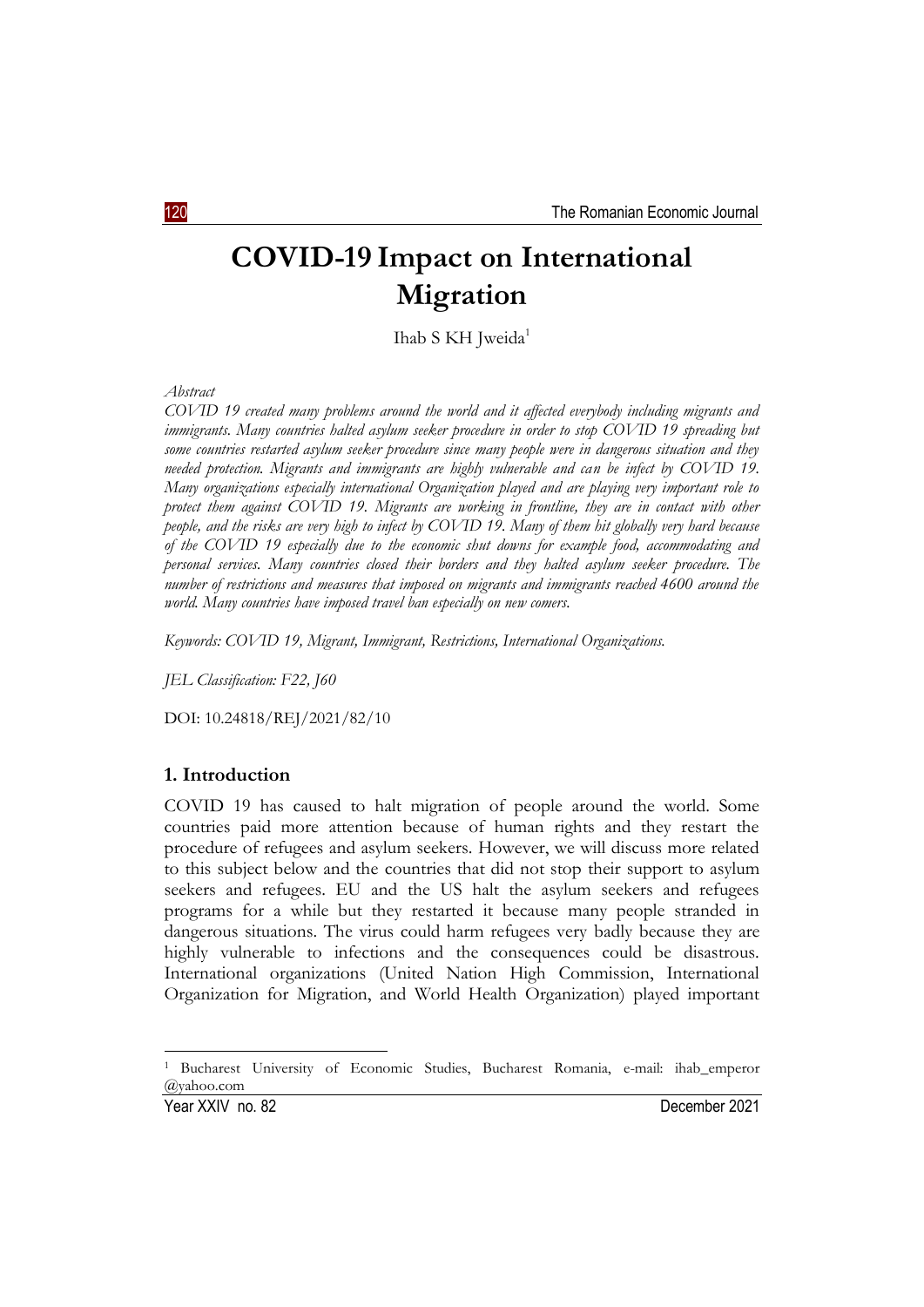# COVID-19 Impact on International Migration

Ihab S KH Jweida[1]

*Abstract*

*COVID 19 created many problems around the world and it affected everybody including migrants and immigrants. Many countries halted asylum seeker procedure in order to stop COVID 19 spreading but some countries restarted asylum seeker procedure since many people were in dangerous situation and they needed protection. Migrants and immigrants are highly vulnerable and can be infect by COVID 19. Many organizations especially international Organization played and are playing very important role to protect them against COVID 19. Migrants are working in frontline, they are in contact with other people, and the risks are very high to infect by COVID 19. Many of them hit globally very hard because of the COVID 19 especially due to the economic shut downs for example food, accommodating and personal services. Many countries closed their borders and they halted asylum seeker procedure. The number of restrictions and measures that imposed on migrants and immigrants reached 4600 around the world. Many countries have imposed travel ban especially on new comers.*

*Keywords: COVID 19, Migrant, Immigrant, Restrictions, International Organizations.*

*JEL Classification: F22, J60*

DOI: 10.24818/REJ/2021/82/10

## 1. Introduction

COVID 19 has caused to halt migration of people around the world. Some countries paid more attention because of human rights and they restart the procedure of refugees and asylum seekers. However, we will discuss more related to this subject below and the countries that did not stop their support to asylum seekers and refugees. EU and the US halt the asylum seekers and refugees programs for a while but they restarted it because many people stranded in dangerous situations. The virus could harm refugees very badly because they are highly vulnerable to infections and the consequences could be disastrous. International organizations (United Nation High Commission, International Organization for Migration, and World Health Organization) played important

[1] Bucharest University of Economic Studies, Bucharest Romania, e-mail: ihab_emperor @yahoo.com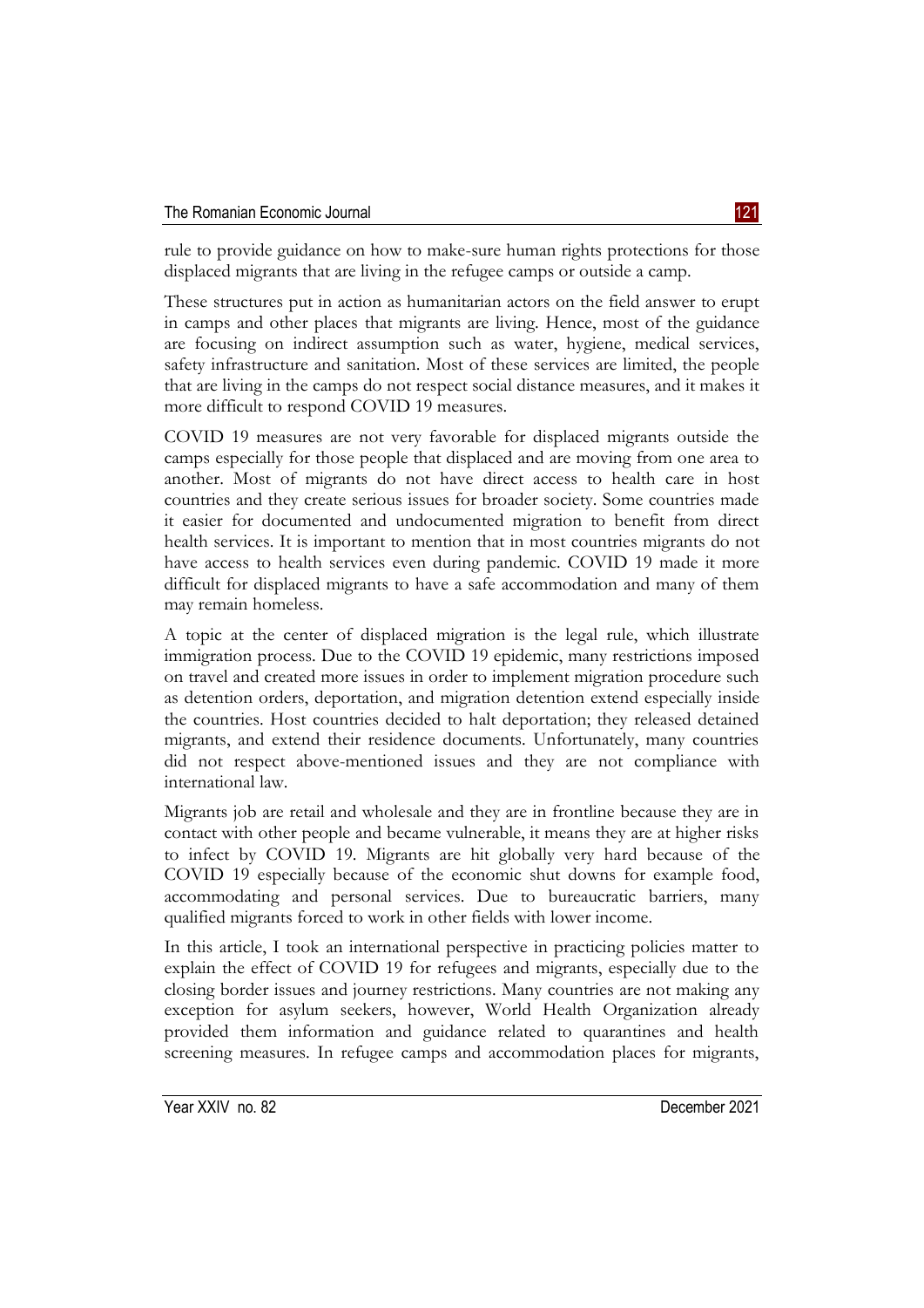rule to provide guidance on how to make-sure human rights protections for those displaced migrants that are living in the refugee camps or outside a camp.

These structures put in action as humanitarian actors on the field answer to erupt in camps and other places that migrants are living. Hence, most of the guidance are focusing on indirect assumption such as water, hygiene, medical services, safety infrastructure and sanitation. Most of these services are limited, the people that are living in the camps do not respect social distance measures, and it makes it more difficult to respond COVID 19 measures.

COVID 19 measures are not very favorable for displaced migrants outside the camps especially for those people that displaced and are moving from one area to another. Most of migrants do not have direct access to health care in host countries and they create serious issues for broader society. Some countries made it easier for documented and undocumented migration to benefit from direct health services. It is important to mention that in most countries migrants do not have access to health services even during pandemic. COVID 19 made it more difficult for displaced migrants to have a safe accommodation and many of them may remain homeless.

A topic at the center of displaced migration is the legal rule, which illustrate immigration process. Due to the COVID 19 epidemic, many restrictions imposed on travel and created more issues in order to implement migration procedure such as detention orders, deportation, and migration detention extend especially inside the countries. Host countries decided to halt deportation; they released detained migrants, and extend their residence documents. Unfortunately, many countries did not respect above-mentioned issues and they are not compliance with international law.

Migrants job are retail and wholesale and they are in frontline because they are in contact with other people and became vulnerable, it means they are at higher risks to infect by COVID 19. Migrants are hit globally very hard because of the COVID 19 especially because of the economic shut downs for example food, accommodating and personal services. Due to bureaucratic barriers, many qualified migrants forced to work in other fields with lower income.

In this article, I took an international perspective in practicing policies matter to explain the effect of COVID 19 for refugees and migrants, especially due to the closing border issues and journey restrictions. Many countries are not making any exception for asylum seekers, however, World Health Organization already provided them information and guidance related to quarantines and health screening measures. In refugee camps and accommodation places for migrants,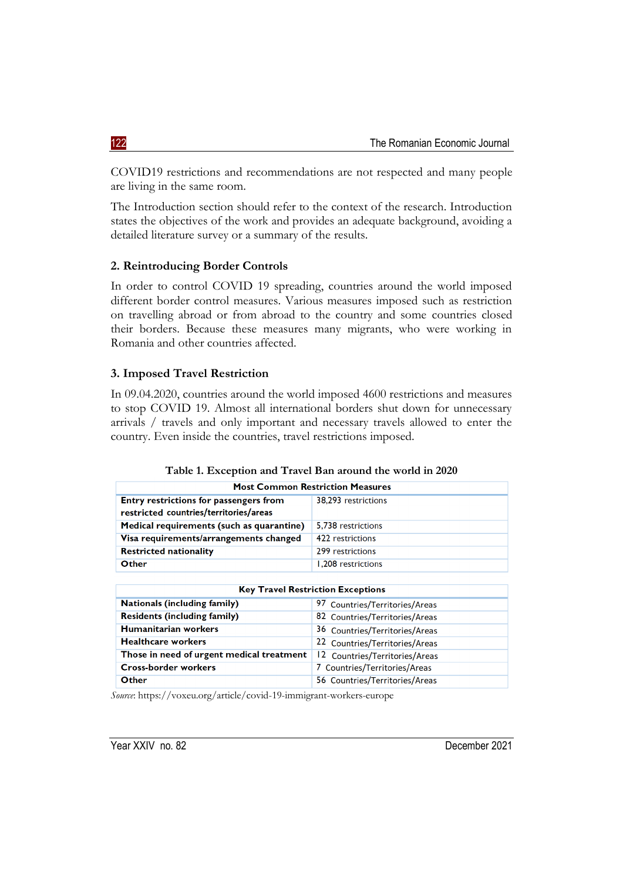COVID19 restrictions and recommendations are not respected and many people are living in the same room.

The Introduction section should refer to the context of the research. Introduction states the objectives of the work and provides an adequate background, avoiding a detailed literature survey or a summary of the results.

## 2. Reintroducing Border Controls

In order to control COVID 19 spreading, countries around the world imposed different border control measures. Various measures imposed such as restriction on travelling abroad or from abroad to the country and some countries closed their borders. Because these measures many migrants, who were working in Romania and other countries affected.

## 3. Imposed Travel Restriction

In 09.04.2020, countries around the world imposed 4600 restrictions and measures to stop COVID 19. Almost all international borders shut down for unnecessary arrivals / travels and only important and necessary travels allowed to enter the country. Even inside the countries, travel restrictions imposed.

**Table 1. Exception and Travel Ban around the world in 2020**

| Most Common Restriction Measures | |
|---|---|
| **Entry restrictions for passengers from restricted countries/territories/areas** | 38,293 restrictions |
| **Medical requirements (such as quarantine)** | 5,738 restrictions |
| **Visa requirements/arrangements changed** | 422 restrictions |
| **Restricted nationality** | 299 restrictions |
| **Other** | 1,208 restrictions |

| Key Travel Restriction Exceptions | |
|---|---|
| **Nationals (including family)** | 97 Countries/Territories/Areas |
| **Residents (including family)** | 82 Countries/Territories/Areas |
| **Humanitarian workers** | 36 Countries/Territories/Areas |
| **Healthcare workers** | 22 Countries/Territories/Areas |
| **Those in need of urgent medical treatment** | 12 Countries/Territories/Areas |
| **Cross-border workers** | 7 Countries/Territories/Areas |
| **Other** | 56 Countries/Territories/Areas |

*Source*: https://voxeu.org/article/covid-19-immigrant-workers-europe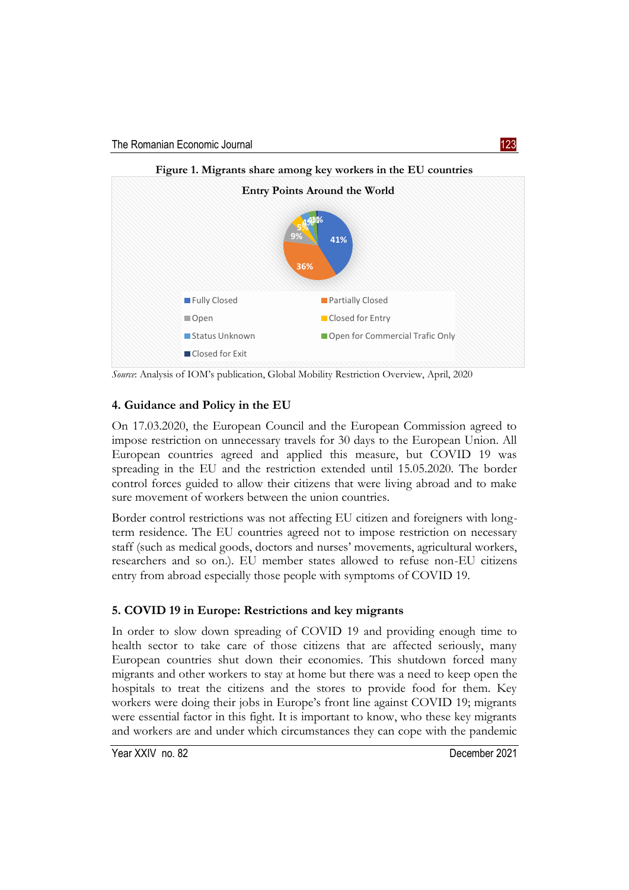**Figure 1. Migrants share among key workers in the EU countries**

*Source*: Analysis of IOM's publication, Global Mobility Restriction Overview, April, 2020

## 4. Guidance and Policy in the EU

On 17.03.2020, the European Council and the European Commission agreed to impose restriction on unnecessary travels for 30 days to the European Union. All European countries agreed and applied this measure, but COVID 19 was spreading in the EU and the restriction extended until 15.05.2020. The border control forces guided to allow their citizens that were living abroad and to make sure movement of workers between the union countries.

Border control restrictions was not affecting EU citizen and foreigners with long-term residence. The EU countries agreed not to impose restriction on necessary staff (such as medical goods, doctors and nurses' movements, agricultural workers, researchers and so on.). EU member states allowed to refuse non-EU citizens entry from abroad especially those people with symptoms of COVID 19.

## 5. COVID 19 in Europe: Restrictions and key migrants

In order to slow down spreading of COVID 19 and providing enough time to health sector to take care of those citizens that are affected seriously, many European countries shut down their economies. This shutdown forced many migrants and other workers to stay at home but there was a need to keep open the hospitals to treat the citizens and the stores to provide food for them. Key workers were doing their jobs in Europe's front line against COVID 19; migrants were essential factor in this fight. It is important to know, who these key migrants and workers are and under which circumstances they can cope with the pandemic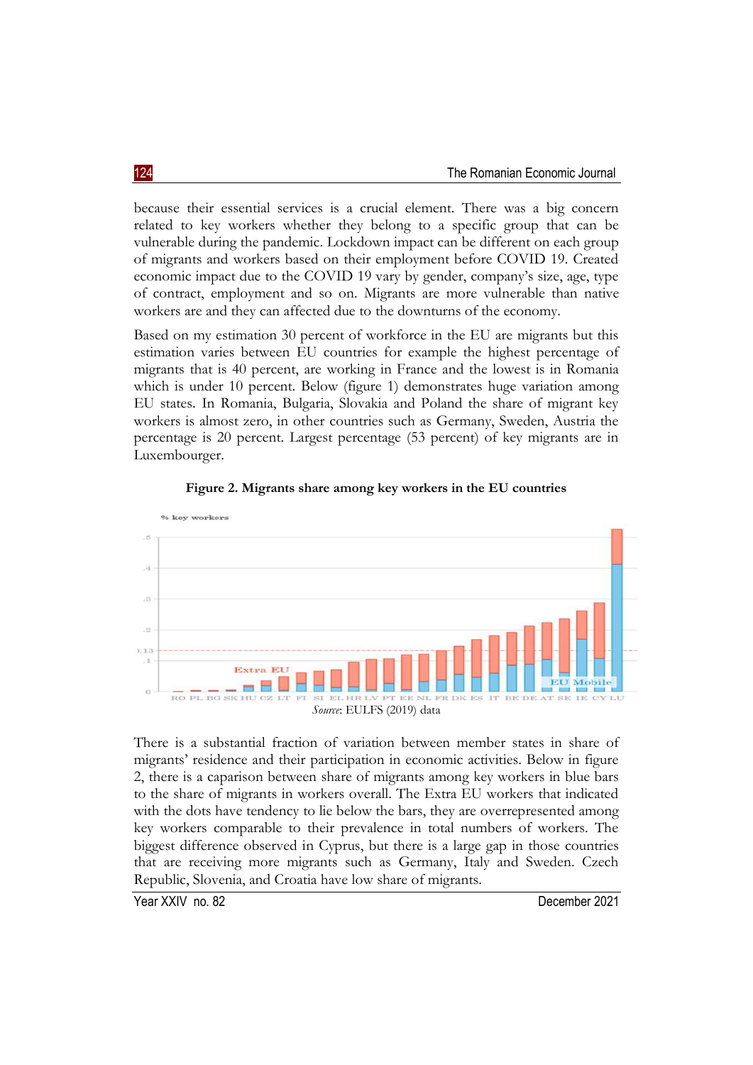because their essential services is a crucial element. There was a big concern related to key workers whether they belong to a specific group that can be vulnerable during the pandemic. Lockdown impact can be different on each group of migrants and workers based on their employment before COVID 19. Created economic impact due to the COVID 19 vary by gender, company's size, age, type of contract, employment and so on. Migrants are more vulnerable than native workers are and they can affected due to the downturns of the economy.

Based on my estimation 30 percent of workforce in the EU are migrants but this estimation varies between EU countries for example the highest percentage of migrants that is 40 percent, are working in France and the lowest is in Romania which is under 10 percent. Below (figure 1) demonstrates huge variation among EU states. In Romania, Bulgaria, Slovakia and Poland the share of migrant key workers is almost zero, in other countries such as Germany, Sweden, Austria the percentage is 20 percent. Largest percentage (53 percent) of key migrants are in Luxembourger.

**Figure 2. Migrants share among key workers in the EU countries**

*Source*: EULFS (2019) data

There is a substantial fraction of variation between member states in share of migrants' residence and their participation in economic activities. Below in figure 2, there is a caparison between share of migrants among key workers in blue bars to the share of migrants in workers overall. The Extra EU workers that indicated with the dots have tendency to lie below the bars, they are overrepresented among key workers comparable to their prevalence in total numbers of workers. The biggest difference observed in Cyprus, but there is a large gap in those countries that are receiving more migrants such as Germany, Italy and Sweden. Czech Republic, Slovenia, and Croatia have low share of migrants.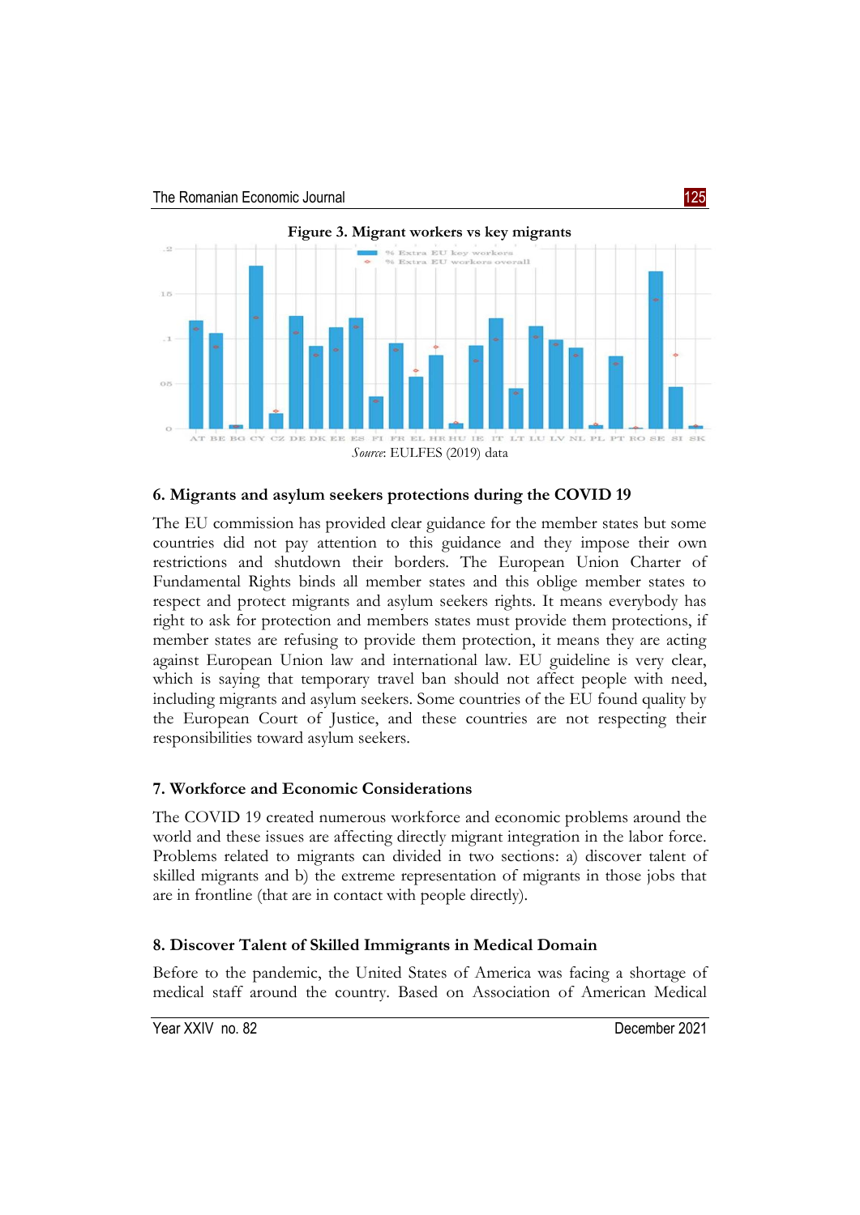**Figure 3. Migrant workers vs key migrants**

*Source*: EULFES (2019) data

## 6. Migrants and asylum seekers protections during the COVID 19

The EU commission has provided clear guidance for the member states but some countries did not pay attention to this guidance and they impose their own restrictions and shutdown their borders. The European Union Charter of Fundamental Rights binds all member states and this oblige member states to respect and protect migrants and asylum seekers rights. It means everybody has right to ask for protection and members states must provide them protections, if member states are refusing to provide them protection, it means they are acting against European Union law and international law. EU guideline is very clear, which is saying that temporary travel ban should not affect people with need, including migrants and asylum seekers. Some countries of the EU found quality by the European Court of Justice, and these countries are not respecting their responsibilities toward asylum seekers.

## 7. Workforce and Economic Considerations

The COVID 19 created numerous workforce and economic problems around the world and these issues are affecting directly migrant integration in the labor force. Problems related to migrants can divided in two sections: a) discover talent of skilled migrants and b) the extreme representation of migrants in those jobs that are in frontline (that are in contact with people directly).

## 8. Discover Talent of Skilled Immigrants in Medical Domain

Before to the pandemic, the United States of America was facing a shortage of medical staff around the country. Based on Association of American Medical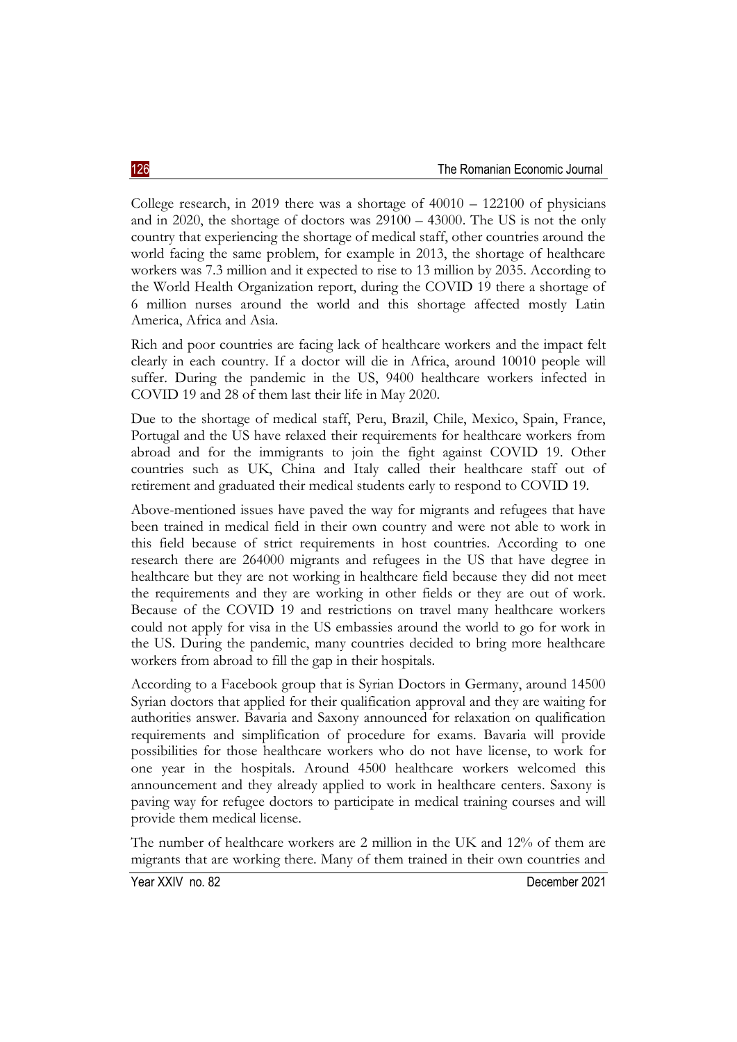College research, in 2019 there was a shortage of 40010 – 122100 of physicians and in 2020, the shortage of doctors was 29100 – 43000. The US is not the only country that experiencing the shortage of medical staff, other countries around the world facing the same problem, for example in 2013, the shortage of healthcare workers was 7.3 million and it expected to rise to 13 million by 2035. According to the World Health Organization report, during the COVID 19 there a shortage of 6 million nurses around the world and this shortage affected mostly Latin America, Africa and Asia.

Rich and poor countries are facing lack of healthcare workers and the impact felt clearly in each country. If a doctor will die in Africa, around 10010 people will suffer. During the pandemic in the US, 9400 healthcare workers infected in COVID 19 and 28 of them last their life in May 2020.

Due to the shortage of medical staff, Peru, Brazil, Chile, Mexico, Spain, France, Portugal and the US have relaxed their requirements for healthcare workers from abroad and for the immigrants to join the fight against COVID 19. Other countries such as UK, China and Italy called their healthcare staff out of retirement and graduated their medical students early to respond to COVID 19.

Above-mentioned issues have paved the way for migrants and refugees that have been trained in medical field in their own country and were not able to work in this field because of strict requirements in host countries. According to one research there are 264000 migrants and refugees in the US that have degree in healthcare but they are not working in healthcare field because they did not meet the requirements and they are working in other fields or they are out of work. Because of the COVID 19 and restrictions on travel many healthcare workers could not apply for visa in the US embassies around the world to go for work in the US. During the pandemic, many countries decided to bring more healthcare workers from abroad to fill the gap in their hospitals.

According to a Facebook group that is Syrian Doctors in Germany, around 14500 Syrian doctors that applied for their qualification approval and they are waiting for authorities answer. Bavaria and Saxony announced for relaxation on qualification requirements and simplification of procedure for exams. Bavaria will provide possibilities for those healthcare workers who do not have license, to work for one year in the hospitals. Around 4500 healthcare workers welcomed this announcement and they already applied to work in healthcare centers. Saxony is paving way for refugee doctors to participate in medical training courses and will provide them medical license.

The number of healthcare workers are 2 million in the UK and 12% of them are migrants that are working there. Many of them trained in their own countries and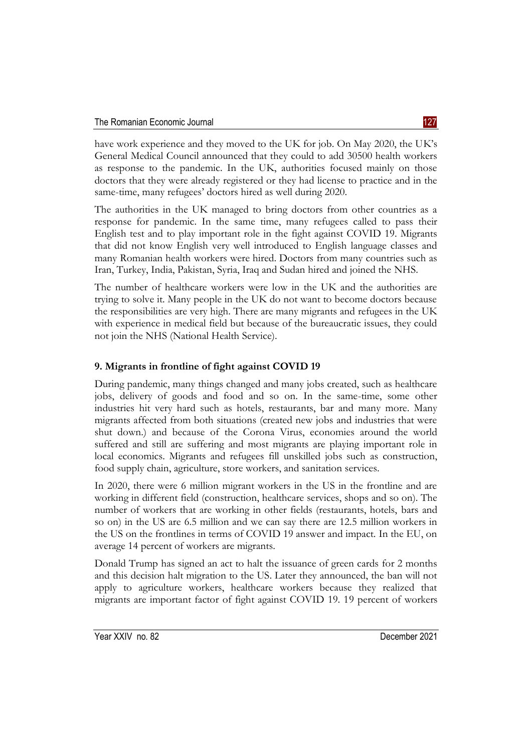have work experience and they moved to the UK for job. On May 2020, the UK's General Medical Council announced that they could to add 30500 health workers as response to the pandemic. In the UK, authorities focused mainly on those doctors that they were already registered or they had license to practice and in the same-time, many refugees' doctors hired as well during 2020.

The authorities in the UK managed to bring doctors from other countries as a response for pandemic. In the same time, many refugees called to pass their English test and to play important role in the fight against COVID 19. Migrants that did not know English very well introduced to English language classes and many Romanian health workers were hired. Doctors from many countries such as Iran, Turkey, India, Pakistan, Syria, Iraq and Sudan hired and joined the NHS.

The number of healthcare workers were low in the UK and the authorities are trying to solve it. Many people in the UK do not want to become doctors because the responsibilities are very high. There are many migrants and refugees in the UK with experience in medical field but because of the bureaucratic issues, they could not join the NHS (National Health Service).

## 9. Migrants in frontline of fight against COVID 19

During pandemic, many things changed and many jobs created, such as healthcare jobs, delivery of goods and food and so on. In the same-time, some other industries hit very hard such as hotels, restaurants, bar and many more. Many migrants affected from both situations (created new jobs and industries that were shut down.) and because of the Corona Virus, economies around the world suffered and still are suffering and most migrants are playing important role in local economics. Migrants and refugees fill unskilled jobs such as construction, food supply chain, agriculture, store workers, and sanitation services.

In 2020, there were 6 million migrant workers in the US in the frontline and are working in different field (construction, healthcare services, shops and so on). The number of workers that are working in other fields (restaurants, hotels, bars and so on) in the US are 6.5 million and we can say there are 12.5 million workers in the US on the frontlines in terms of COVID 19 answer and impact. In the EU, on average 14 percent of workers are migrants.

Donald Trump has signed an act to halt the issuance of green cards for 2 months and this decision halt migration to the US. Later they announced, the ban will not apply to agriculture workers, healthcare workers because they realized that migrants are important factor of fight against COVID 19. 19 percent of workers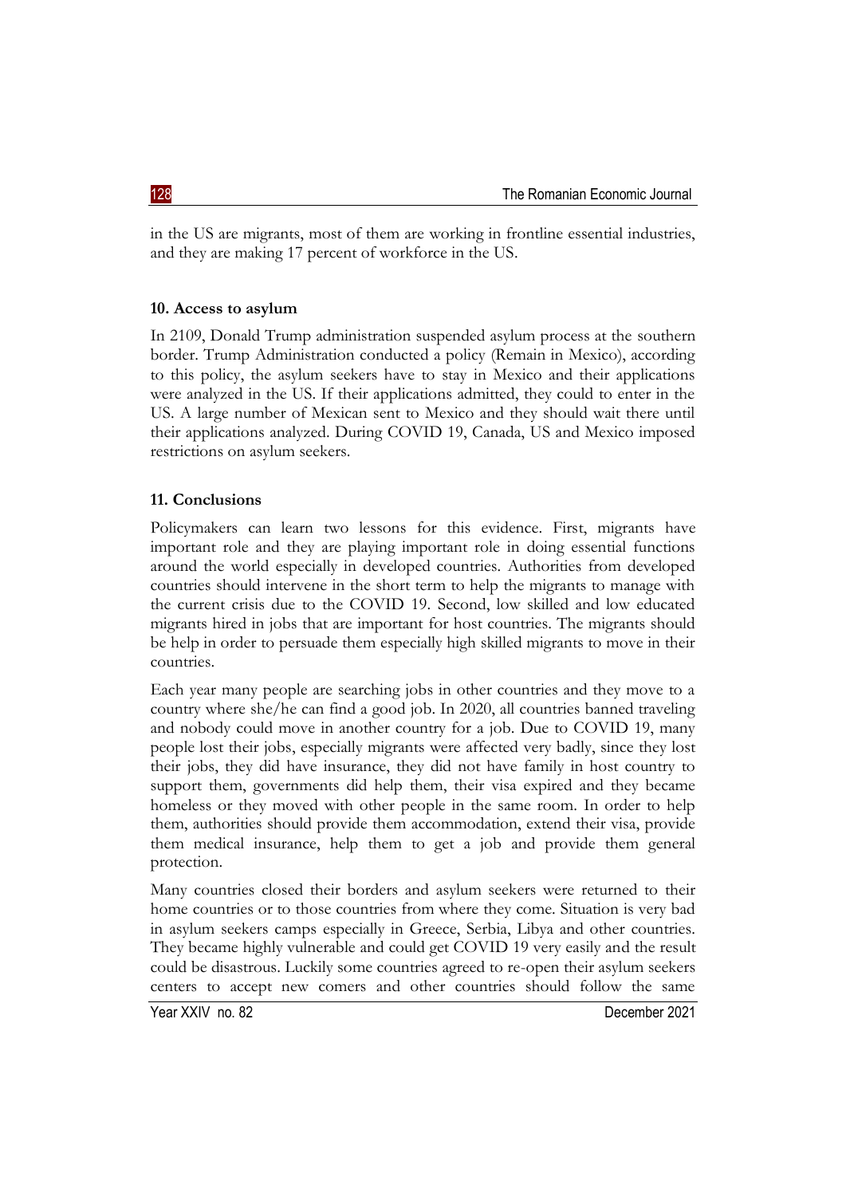in the US are migrants, most of them are working in frontline essential industries, and they are making 17 percent of workforce in the US.

## 10. Access to asylum

In 2109, Donald Trump administration suspended asylum process at the southern border. Trump Administration conducted a policy (Remain in Mexico), according to this policy, the asylum seekers have to stay in Mexico and their applications were analyzed in the US. If their applications admitted, they could to enter in the US. A large number of Mexican sent to Mexico and they should wait there until their applications analyzed. During COVID 19, Canada, US and Mexico imposed restrictions on asylum seekers.

## 11. Conclusions

Policymakers can learn two lessons for this evidence. First, migrants have important role and they are playing important role in doing essential functions around the world especially in developed countries. Authorities from developed countries should intervene in the short term to help the migrants to manage with the current crisis due to the COVID 19. Second, low skilled and low educated migrants hired in jobs that are important for host countries. The migrants should be help in order to persuade them especially high skilled migrants to move in their countries.

Each year many people are searching jobs in other countries and they move to a country where she/he can find a good job. In 2020, all countries banned traveling and nobody could move in another country for a job. Due to COVID 19, many people lost their jobs, especially migrants were affected very badly, since they lost their jobs, they did have insurance, they did not have family in host country to support them, governments did help them, their visa expired and they became homeless or they moved with other people in the same room. In order to help them, authorities should provide them accommodation, extend their visa, provide them medical insurance, help them to get a job and provide them general protection.

Many countries closed their borders and asylum seekers were returned to their home countries or to those countries from where they come. Situation is very bad in asylum seekers camps especially in Greece, Serbia, Libya and other countries. They became highly vulnerable and could get COVID 19 very easily and the result could be disastrous. Luckily some countries agreed to re-open their asylum seekers centers to accept new comers and other countries should follow the same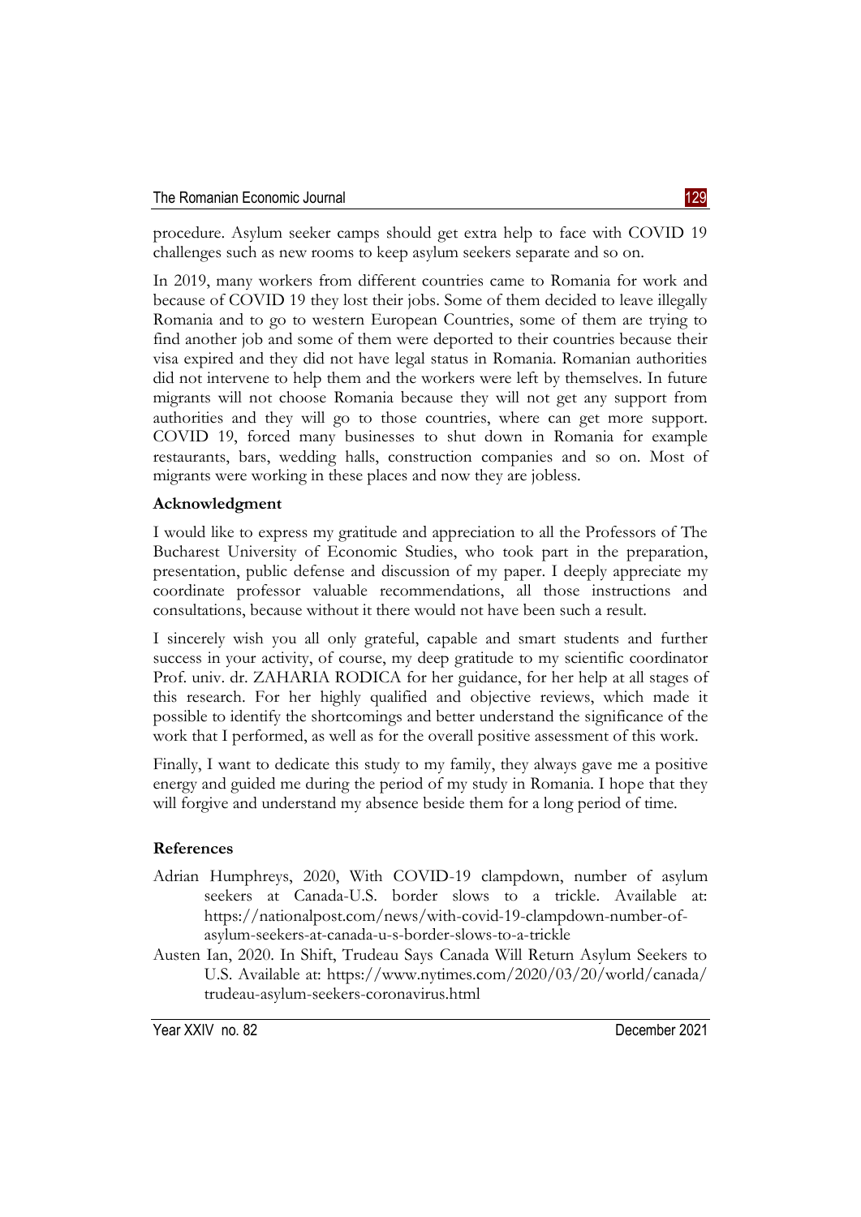procedure. Asylum seeker camps should get extra help to face with COVID 19 challenges such as new rooms to keep asylum seekers separate and so on.

In 2019, many workers from different countries came to Romania for work and because of COVID 19 they lost their jobs. Some of them decided to leave illegally Romania and to go to western European Countries, some of them are trying to find another job and some of them were deported to their countries because their visa expired and they did not have legal status in Romania. Romanian authorities did not intervene to help them and the workers were left by themselves. In future migrants will not choose Romania because they will not get any support from authorities and they will go to those countries, where can get more support. COVID 19, forced many businesses to shut down in Romania for example restaurants, bars, wedding halls, construction companies and so on. Most of migrants were working in these places and now they are jobless.

**Acknowledgment**

I would like to express my gratitude and appreciation to all the Professors of The Bucharest University of Economic Studies, who took part in the preparation, presentation, public defense and discussion of my paper. I deeply appreciate my coordinate professor valuable recommendations, all those instructions and consultations, because without it there would not have been such a result.

I sincerely wish you all only grateful, capable and smart students and further success in your activity, of course, my deep gratitude to my scientific coordinator Prof. univ. dr. ZAHARIA RODICA for her guidance, for her help at all stages of this research. For her highly qualified and objective reviews, which made it possible to identify the shortcomings and better understand the significance of the work that I performed, as well as for the overall positive assessment of this work.

Finally, I want to dedicate this study to my family, they always gave me a positive energy and guided me during the period of my study in Romania. I hope that they will forgive and understand my absence beside them for a long period of time.

**References**

Adrian Humphreys, 2020, With COVID-19 clampdown, number of asylum seekers at Canada-U.S. border slows to a trickle. Available at: https://nationalpost.com/news/with-covid-19-clampdown-number-of-asylum-seekers-at-canada-u-s-border-slows-to-a-trickle

Austen Ian, 2020. In Shift, Trudeau Says Canada Will Return Asylum Seekers to U.S. Available at: https://www.nytimes.com/2020/03/20/world/canada/trudeau-asylum-seekers-coronavirus.html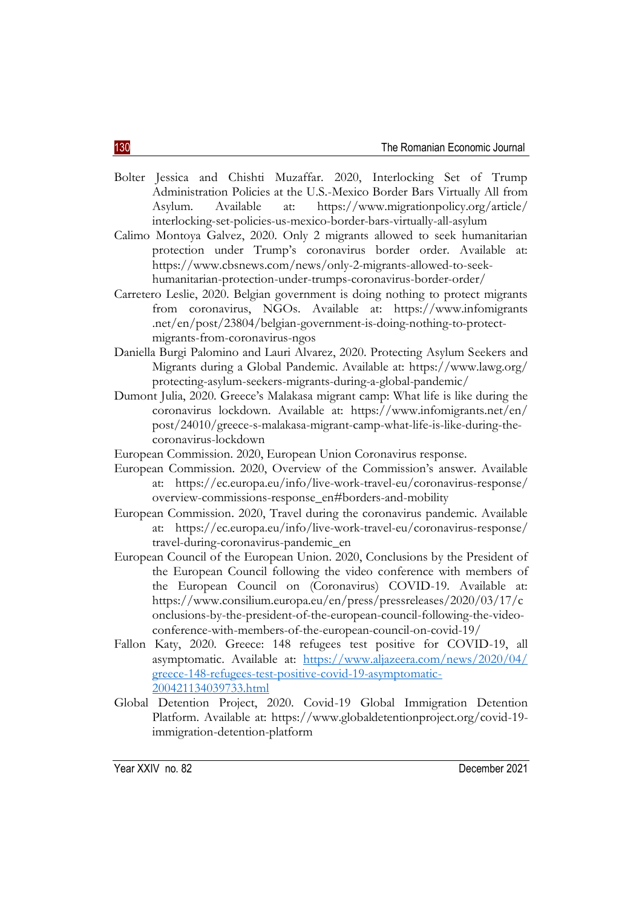Bolter Jessica and Chishti Muzaffar. 2020, Interlocking Set of Trump Administration Policies at the U.S.-Mexico Border Bars Virtually All from Asylum. Available at: https://www.migrationpolicy.org/article/interlocking-set-policies-us-mexico-border-bars-virtually-all-asylum

Calimo Montoya Galvez, 2020. Only 2 migrants allowed to seek humanitarian protection under Trump's coronavirus border order. Available at: https://www.cbsnews.com/news/only-2-migrants-allowed-to-seek-humanitarian-protection-under-trumps-coronavirus-border-order/

Carretero Leslie, 2020. Belgian government is doing nothing to protect migrants from coronavirus, NGOs. Available at: https://www.infomigrants.net/en/post/23804/belgian-government-is-doing-nothing-to-protect-migrants-from-coronavirus-ngos

Daniella Burgi Palomino and Lauri Alvarez, 2020. Protecting Asylum Seekers and Migrants during a Global Pandemic. Available at: https://www.lawg.org/protecting-asylum-seekers-migrants-during-a-global-pandemic/

Dumont Julia, 2020. Greece's Malakasa migrant camp: What life is like during the coronavirus lockdown. Available at: https://www.infomigrants.net/en/post/24010/greece-s-malakasa-migrant-camp-what-life-is-like-during-the-coronavirus-lockdown

European Commission. 2020, European Union Coronavirus response.

European Commission. 2020, Overview of the Commission's answer. Available at: https://ec.europa.eu/info/live-work-travel-eu/coronavirus-response/overview-commissions-response_en#borders-and-mobility

European Commission. 2020, Travel during the coronavirus pandemic. Available at: https://ec.europa.eu/info/live-work-travel-eu/coronavirus-response/travel-during-coronavirus-pandemic_en

European Council of the European Union. 2020, Conclusions by the President of the European Council following the video conference with members of the European Council on (Coronavirus) COVID-19. Available at: https://www.consilium.europa.eu/en/press/pressreleases/2020/03/17/conclusions-by-the-president-of-the-european-council-following-the-video-conference-with-members-of-the-european-council-on-covid-19/

Fallon Katy, 2020. Greece: 148 refugees test positive for COVID-19, all asymptomatic. Available at: [https://www.aljazeera.com/news/2020/04/greece-148-refugees-test-positive-covid-19-asymptomatic-200421134039733.html](https://www.aljazeera.com/news/2020/04/greece-148-refugees-test-positive-covid-19-asymptomatic-200421134039733.html)

Global Detention Project, 2020. Covid-19 Global Immigration Detention Platform. Available at: https://www.globaldetentionproject.org/covid-19-immigration-detention-platform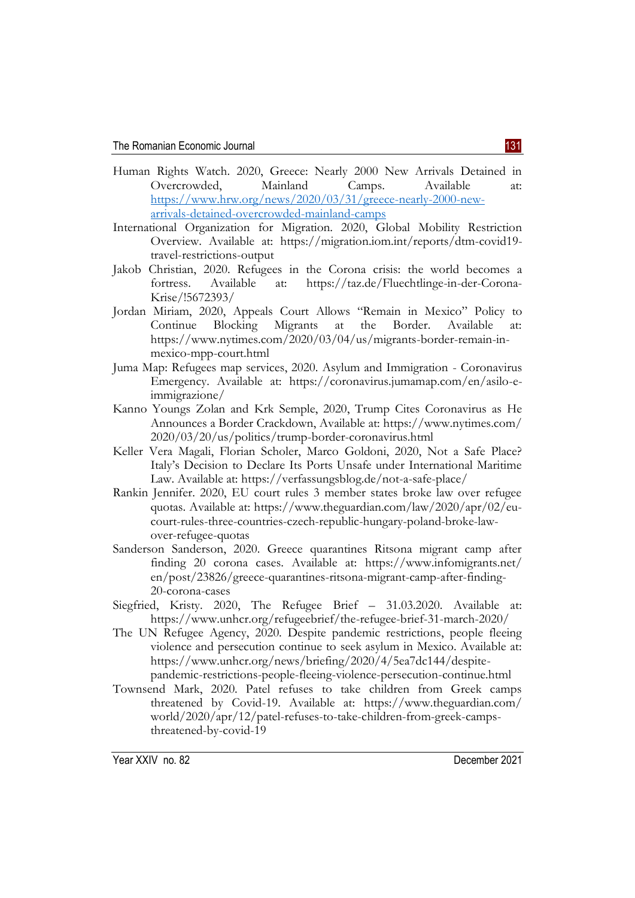Human Rights Watch. 2020, Greece: Nearly 2000 New Arrivals Detained in Overcrowded, Mainland Camps. Available at: https://www.hrw.org/news/2020/03/31/greece-nearly-2000-new-arrivals-detained-overcrowded-mainland-camps

International Organization for Migration. 2020, Global Mobility Restriction Overview. Available at: https://migration.iom.int/reports/dtm-covid19-travel-restrictions-output

Jakob Christian, 2020. Refugees in the Corona crisis: the world becomes a fortress. Available at: https://taz.de/Fluechtlinge-in-der-Corona-Krise/!5672393/

Jordan Miriam, 2020, Appeals Court Allows "Remain in Mexico" Policy to Continue Blocking Migrants at the Border. Available at: https://www.nytimes.com/2020/03/04/us/migrants-border-remain-in-mexico-mpp-court.html

Juma Map: Refugees map services, 2020. Asylum and Immigration - Coronavirus Emergency. Available at: https://coronavirus.jumamap.com/en/asilo-e-immigrazione/

Kanno Youngs Zolan and Krk Semple, 2020, Trump Cites Coronavirus as He Announces a Border Crackdown, Available at: https://www.nytimes.com/2020/03/20/us/politics/trump-border-coronavirus.html

Keller Vera Magali, Florian Scholer, Marco Goldoni, 2020, Not a Safe Place? Italy's Decision to Declare Its Ports Unsafe under International Maritime Law. Available at: https://verfassungsblog.de/not-a-safe-place/

Rankin Jennifer. 2020, EU court rules 3 member states broke law over refugee quotas. Available at: https://www.theguardian.com/law/2020/apr/02/eu-court-rules-three-countries-czech-republic-hungary-poland-broke-law-over-refugee-quotas

Sanderson Sanderson, 2020. Greece quarantines Ritsona migrant camp after finding 20 corona cases. Available at: https://www.infomigrants.net/en/post/23826/greece-quarantines-ritsona-migrant-camp-after-finding-20-corona-cases

Siegfried, Kristy. 2020, The Refugee Brief – 31.03.2020. Available at: https://www.unhcr.org/refugeebrief/the-refugee-brief-31-march-2020/

The UN Refugee Agency, 2020. Despite pandemic restrictions, people fleeing violence and persecution continue to seek asylum in Mexico. Available at: https://www.unhcr.org/news/briefing/2020/4/5ea7dc144/despite-pandemic-restrictions-people-fleeing-violence-persecution-continue.html

Townsend Mark, 2020. Patel refuses to take children from Greek camps threatened by Covid-19. Available at: https://www.theguardian.com/world/2020/apr/12/patel-refuses-to-take-children-from-greek-camps-threatened-by-covid-19